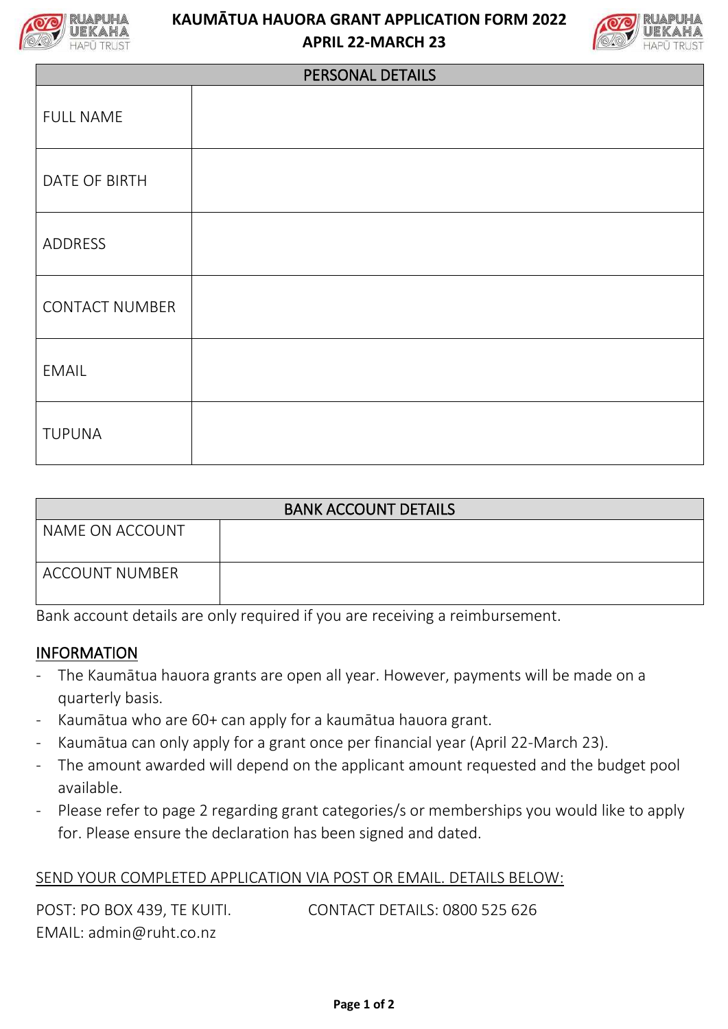# KAUMĀTUA HAUORA GRANT APPLICATION FORM 2022
## APRIL 22-MARCH 23

| PERSONAL DETAILS | |
|---|---|
| FULL NAME | |
| DATE OF BIRTH | |
| ADDRESS | |
| CONTACT NUMBER | |
| EMAIL | |
| TUPUNA | |

| BANK ACCOUNT DETAILS | |
|---|---|
| NAME ON ACCOUNT | |
| ACCOUNT NUMBER | |

Bank account details are only required if you are receiving a reimbursement.

## INFORMATION

- The Kaumātua hauora grants are open all year. However, payments will be made on a quarterly basis.
- Kaumātua who are 60+ can apply for a kaumātua hauora grant.
- Kaumātua can only apply for a grant once per financial year (April 22-March 23).
- The amount awarded will depend on the applicant amount requested and the budget pool available.
- Please refer to page 2 regarding grant categories/s or memberships you would like to apply for. Please ensure the declaration has been signed and dated.

SEND YOUR COMPLETED APPLICATION VIA POST OR EMAIL. DETAILS BELOW:

POST: PO BOX 439, TE KUITI.

EMAIL: admin@ruht.co.nz

CONTACT DETAILS: 0800 525 626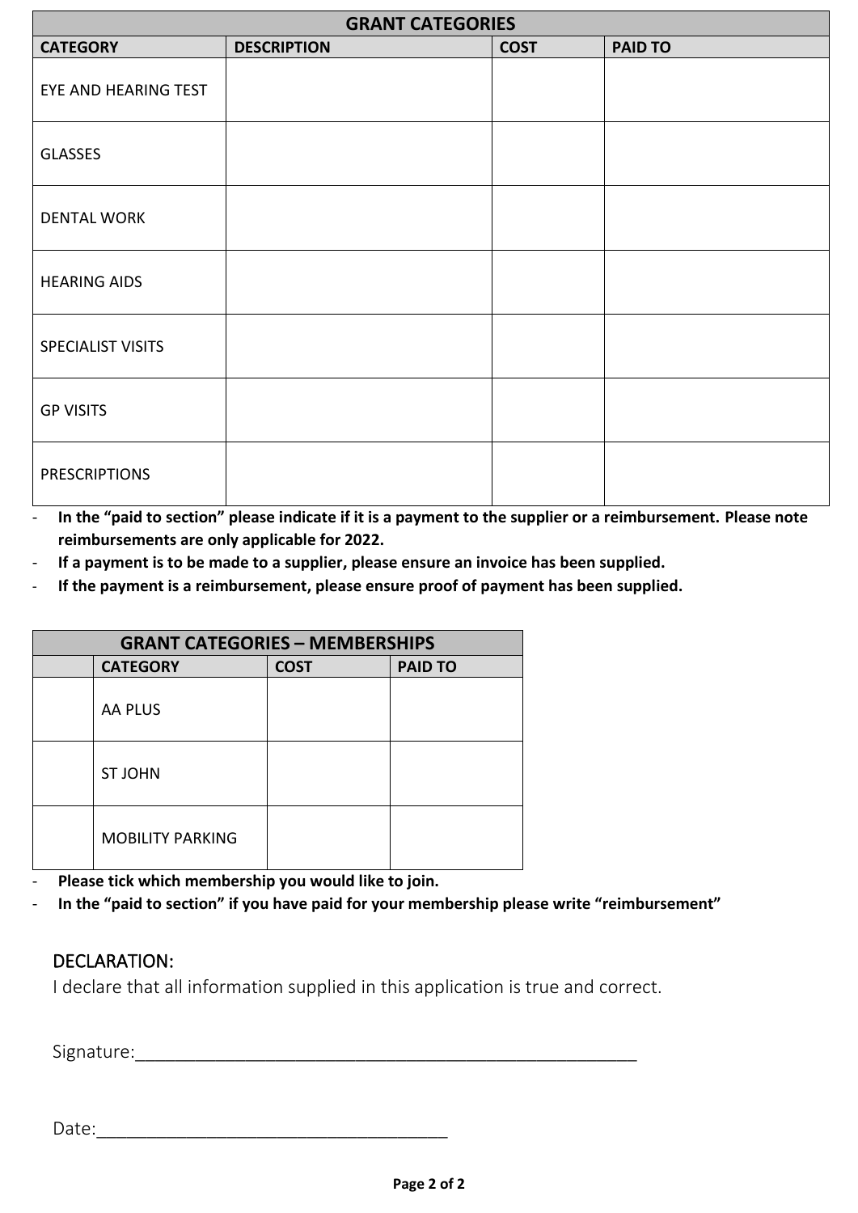| GRANT CATEGORIES | | | |
|---|---|---|---|
| **CATEGORY** | **DESCRIPTION** | **COST** | **PAID TO** |
| EYE AND HEARING TEST | | | |
| GLASSES | | | |
| DENTAL WORK | | | |
| HEARING AIDS | | | |
| SPECIALIST VISITS | | | |
| GP VISITS | | | |
| PRESCRIPTIONS | | | |

- **In the "paid to section" please indicate if it is a payment to the supplier or a reimbursement. Please note reimbursements are only applicable for 2022.**
- **If a payment is to be made to a supplier, please ensure an invoice has been supplied.**
- **If the payment is a reimbursement, please ensure proof of payment has been supplied.**

| GRANT CATEGORIES – MEMBERSHIPS | | | |
|---|---|---|---|
| | **CATEGORY** | **COST** | **PAID TO** |
| | AA PLUS | | |
| | ST JOHN | | |
| | MOBILITY PARKING | | |

- **Please tick which membership you would like to join.**
- **In the "paid to section" if you have paid for your membership please write "reimbursement"**

## DECLARATION:

I declare that all information supplied in this application is true and correct.

Signature:\_\_\_\_\_\_\_\_\_\_\_\_\_\_\_\_\_\_\_\_\_\_\_\_\_\_\_\_\_\_\_\_\_\_\_\_\_\_\_\_\_\_\_\_\_\_\_\_\_\_\_\_

Date:\_\_\_\_\_\_\_\_\_\_\_\_\_\_\_\_\_\_\_\_\_\_\_\_\_\_\_\_\_\_\_\_\_\_\_\_\_\_